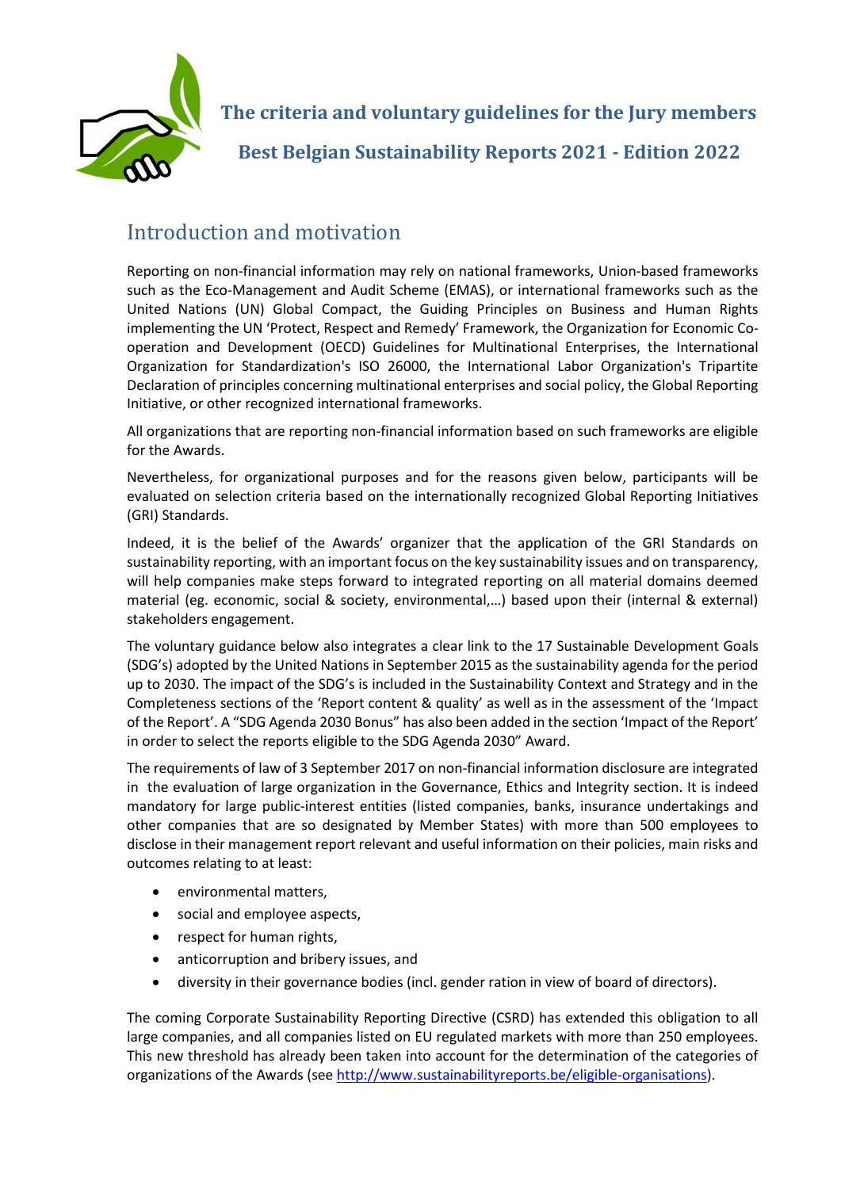# The criteria and voluntary guidelines for the Jury members

# Best Belgian Sustainability Reports 2021 - Edition 2022

## Introduction and motivation

Reporting on non-financial information may rely on national frameworks, Union-based frameworks such as the Eco-Management and Audit Scheme (EMAS), or international frameworks such as the United Nations (UN) Global Compact, the Guiding Principles on Business and Human Rights implementing the UN 'Protect, Respect and Remedy' Framework, the Organization for Economic Co-operation and Development (OECD) Guidelines for Multinational Enterprises, the International Organization for Standardization's ISO 26000, the International Labor Organization's Tripartite Declaration of principles concerning multinational enterprises and social policy, the Global Reporting Initiative, or other recognized international frameworks.

All organizations that are reporting non-financial information based on such frameworks are eligible for the Awards.

Nevertheless, for organizational purposes and for the reasons given below, participants will be evaluated on selection criteria based on the internationally recognized Global Reporting Initiatives (GRI) Standards.

Indeed, it is the belief of the Awards' organizer that the application of the GRI Standards on sustainability reporting, with an important focus on the key sustainability issues and on transparency, will help companies make steps forward to integrated reporting on all material domains deemed material (eg. economic, social & society, environmental,…) based upon their (internal & external) stakeholders engagement.

The voluntary guidance below also integrates a clear link to the 17 Sustainable Development Goals (SDG's) adopted by the United Nations in September 2015 as the sustainability agenda for the period up to 2030. The impact of the SDG's is included in the Sustainability Context and Strategy and in the Completeness sections of the 'Report content & quality' as well as in the assessment of the 'Impact of the Report'. A "SDG Agenda 2030 Bonus" has also been added in the section 'Impact of the Report' in order to select the reports eligible to the SDG Agenda 2030" Award.

The requirements of law of 3 September 2017 on non-financial information disclosure are integrated in the evaluation of large organization in the Governance, Ethics and Integrity section. It is indeed mandatory for large public-interest entities (listed companies, banks, insurance undertakings and other companies that are so designated by Member States) with more than 500 employees to disclose in their management report relevant and useful information on their policies, main risks and outcomes relating to at least:

- environmental matters,
- social and employee aspects,
- respect for human rights,
- anticorruption and bribery issues, and
- diversity in their governance bodies (incl. gender ration in view of board of directors).

The coming Corporate Sustainability Reporting Directive (CSRD) has extended this obligation to all large companies, and all companies listed on EU regulated markets with more than 250 employees. This new threshold has already been taken into account for the determination of the categories of organizations of the Awards (see http://www.sustainabilityreports.be/eligible-organisations).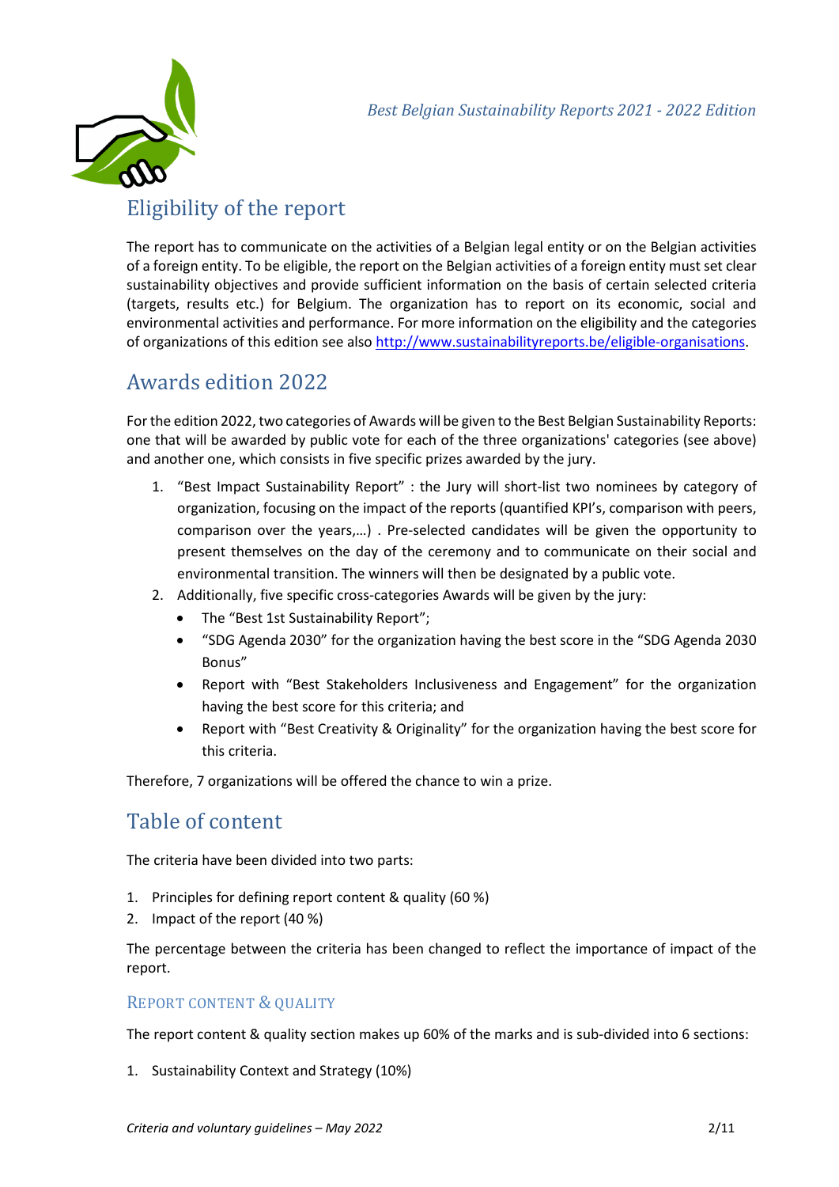## Eligibility of the report

The report has to communicate on the activities of a Belgian legal entity or on the Belgian activities of a foreign entity. To be eligible, the report on the Belgian activities of a foreign entity must set clear sustainability objectives and provide sufficient information on the basis of certain selected criteria (targets, results etc.) for Belgium. The organization has to report on its economic, social and environmental activities and performance. For more information on the eligibility and the categories of organizations of this edition see also http://www.sustainabilityreports.be/eligible-organisations.

## Awards edition 2022

For the edition 2022, two categories of Awards will be given to the Best Belgian Sustainability Reports: one that will be awarded by public vote for each of the three organizations' categories (see above) and another one, which consists in five specific prizes awarded by the jury.

1. "Best Impact Sustainability Report" : the Jury will short-list two nominees by category of organization, focusing on the impact of the reports (quantified KPI's, comparison with peers, comparison over the years,…) . Pre-selected candidates will be given the opportunity to present themselves on the day of the ceremony and to communicate on their social and environmental transition. The winners will then be designated by a public vote.
2. Additionally, five specific cross-categories Awards will be given by the jury:
   - The "Best 1st Sustainability Report";
   - "SDG Agenda 2030" for the organization having the best score in the "SDG Agenda 2030 Bonus"
   - Report with "Best Stakeholders Inclusiveness and Engagement" for the organization having the best score for this criteria; and
   - Report with "Best Creativity & Originality" for the organization having the best score for this criteria.

Therefore, 7 organizations will be offered the chance to win a prize.

## Table of content

The criteria have been divided into two parts:

1. Principles for defining report content & quality (60 %)
2. Impact of the report (40 %)

The percentage between the criteria has been changed to reflect the importance of impact of the report.

### Report content & quality

The report content & quality section makes up 60% of the marks and is sub-divided into 6 sections:

1. Sustainability Context and Strategy (10%)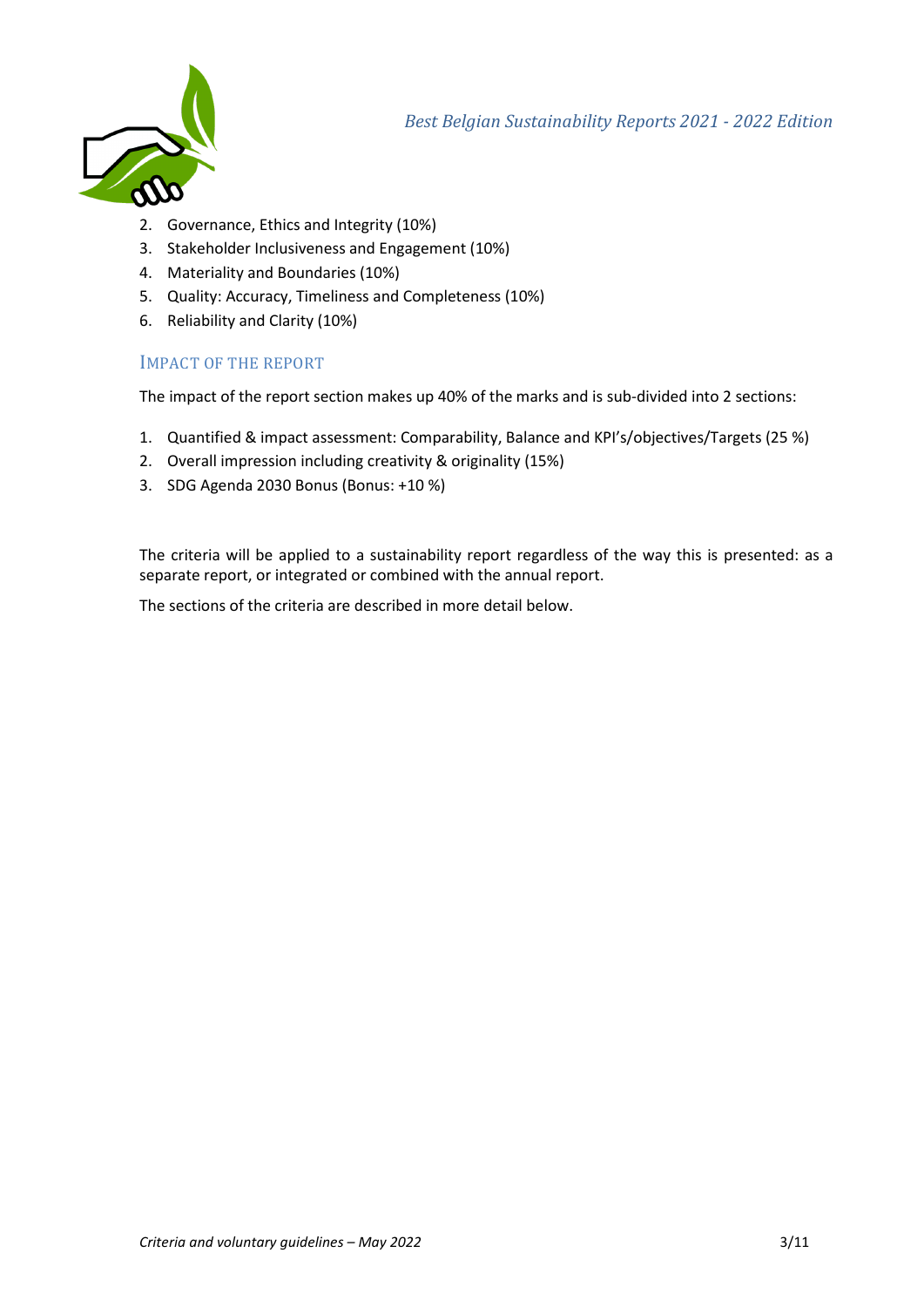2. Governance, Ethics and Integrity (10%)
3. Stakeholder Inclusiveness and Engagement (10%)
4. Materiality and Boundaries (10%)
5. Quality: Accuracy, Timeliness and Completeness (10%)
6. Reliability and Clarity (10%)

## IMPACT OF THE REPORT

The impact of the report section makes up 40% of the marks and is sub-divided into 2 sections:

1. Quantified & impact assessment: Comparability, Balance and KPI's/objectives/Targets (25 %)
2. Overall impression including creativity & originality (15%)
3. SDG Agenda 2030 Bonus (Bonus: +10 %)

The criteria will be applied to a sustainability report regardless of the way this is presented: as a separate report, or integrated or combined with the annual report.

The sections of the criteria are described in more detail below.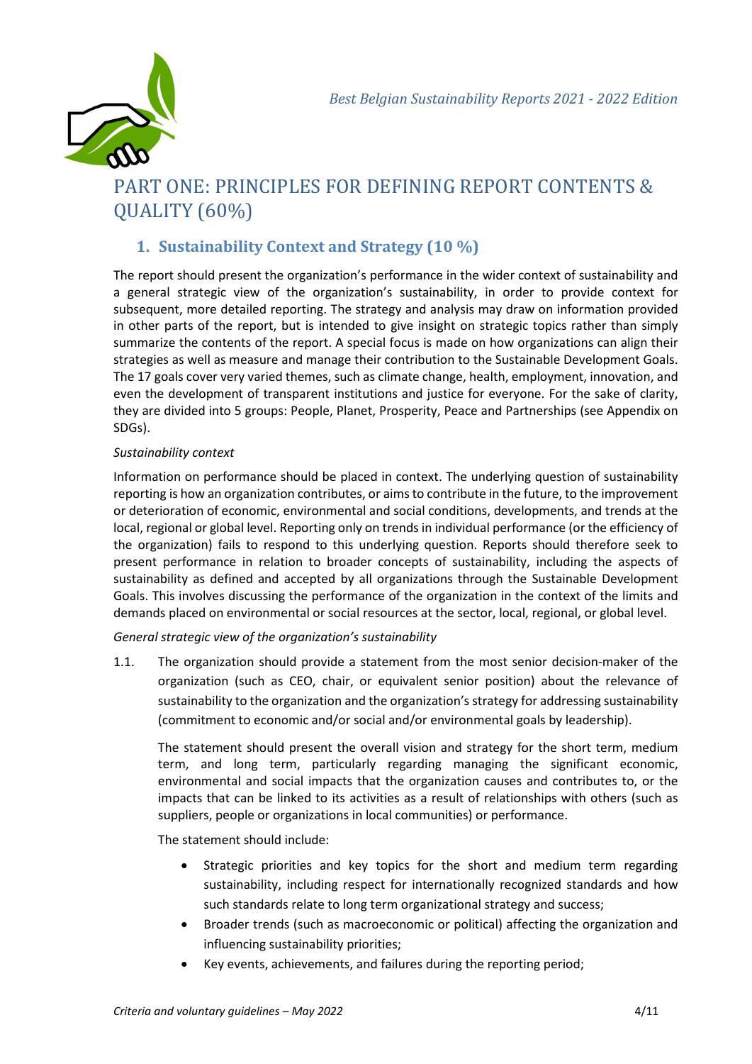# PART ONE: PRINCIPLES FOR DEFINING REPORT CONTENTS & QUALITY (60%)

## 1. Sustainability Context and Strategy (10 %)

The report should present the organization's performance in the wider context of sustainability and a general strategic view of the organization's sustainability, in order to provide context for subsequent, more detailed reporting. The strategy and analysis may draw on information provided in other parts of the report, but is intended to give insight on strategic topics rather than simply summarize the contents of the report. A special focus is made on how organizations can align their strategies as well as measure and manage their contribution to the Sustainable Development Goals. The 17 goals cover very varied themes, such as climate change, health, employment, innovation, and even the development of transparent institutions and justice for everyone. For the sake of clarity, they are divided into 5 groups: People, Planet, Prosperity, Peace and Partnerships (see Appendix on SDGs).

*Sustainability context*

Information on performance should be placed in context. The underlying question of sustainability reporting is how an organization contributes, or aims to contribute in the future, to the improvement or deterioration of economic, environmental and social conditions, developments, and trends at the local, regional or global level. Reporting only on trends in individual performance (or the efficiency of the organization) fails to respond to this underlying question. Reports should therefore seek to present performance in relation to broader concepts of sustainability, including the aspects of sustainability as defined and accepted by all organizations through the Sustainable Development Goals. This involves discussing the performance of the organization in the context of the limits and demands placed on environmental or social resources at the sector, local, regional, or global level.

*General strategic view of the organization's sustainability*

1.1. The organization should provide a statement from the most senior decision-maker of the organization (such as CEO, chair, or equivalent senior position) about the relevance of sustainability to the organization and the organization's strategy for addressing sustainability (commitment to economic and/or social and/or environmental goals by leadership).

The statement should present the overall vision and strategy for the short term, medium term, and long term, particularly regarding managing the significant economic, environmental and social impacts that the organization causes and contributes to, or the impacts that can be linked to its activities as a result of relationships with others (such as suppliers, people or organizations in local communities) or performance.

The statement should include:

- Strategic priorities and key topics for the short and medium term regarding sustainability, including respect for internationally recognized standards and how such standards relate to long term organizational strategy and success;
- Broader trends (such as macroeconomic or political) affecting the organization and influencing sustainability priorities;
- Key events, achievements, and failures during the reporting period;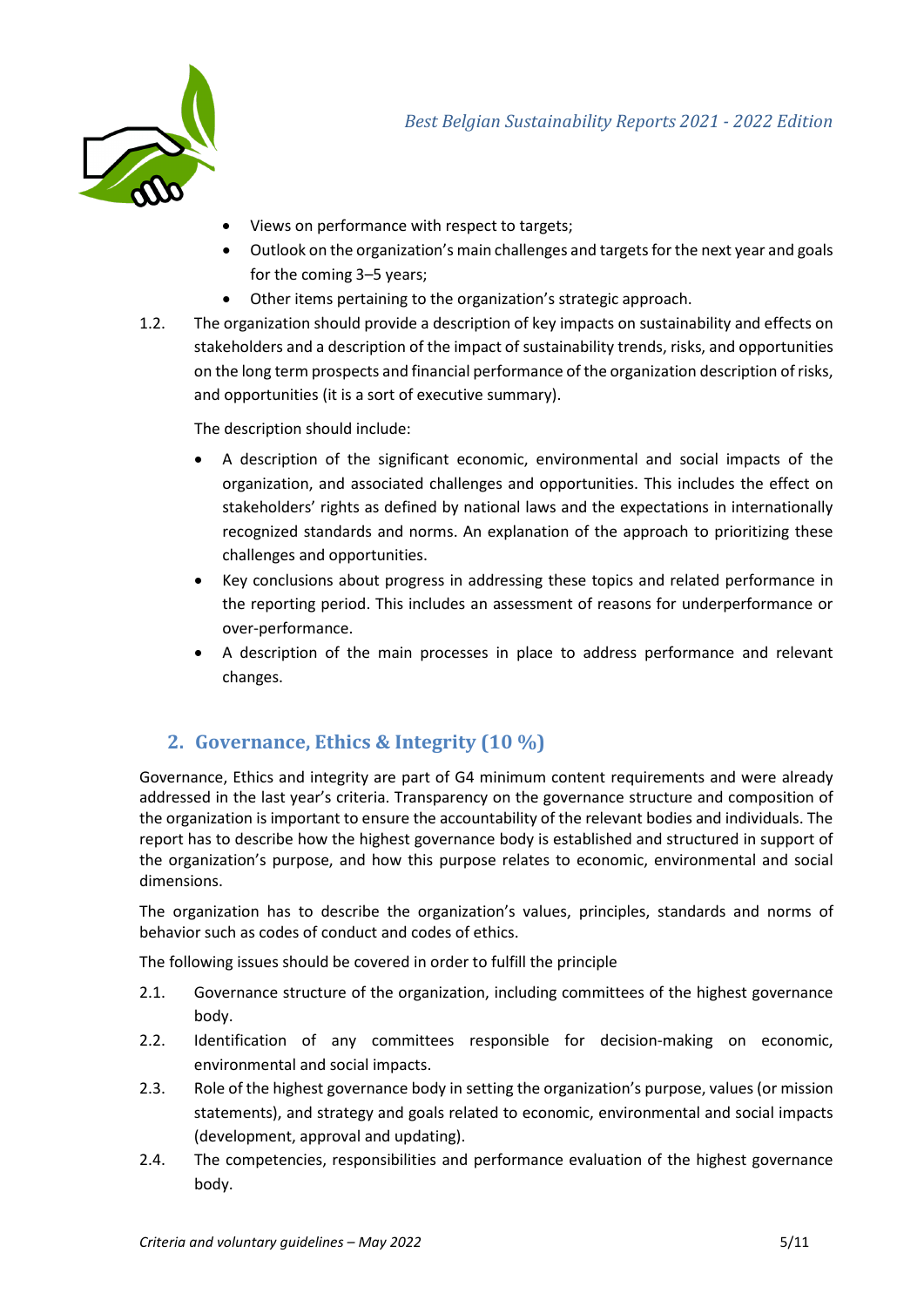- Views on performance with respect to targets;
- Outlook on the organization's main challenges and targets for the next year and goals for the coming 3–5 years;
- Other items pertaining to the organization's strategic approach.

1.2. The organization should provide a description of key impacts on sustainability and effects on stakeholders and a description of the impact of sustainability trends, risks, and opportunities on the long term prospects and financial performance of the organization description of risks, and opportunities (it is a sort of executive summary).

The description should include:

- A description of the significant economic, environmental and social impacts of the organization, and associated challenges and opportunities. This includes the effect on stakeholders' rights as defined by national laws and the expectations in internationally recognized standards and norms. An explanation of the approach to prioritizing these challenges and opportunities.
- Key conclusions about progress in addressing these topics and related performance in the reporting period. This includes an assessment of reasons for underperformance or over-performance.
- A description of the main processes in place to address performance and relevant changes.

## 2. Governance, Ethics & Integrity (10 %)

Governance, Ethics and integrity are part of G4 minimum content requirements and were already addressed in the last year's criteria. Transparency on the governance structure and composition of the organization is important to ensure the accountability of the relevant bodies and individuals. The report has to describe how the highest governance body is established and structured in support of the organization's purpose, and how this purpose relates to economic, environmental and social dimensions.

The organization has to describe the organization's values, principles, standards and norms of behavior such as codes of conduct and codes of ethics.

The following issues should be covered in order to fulfill the principle

2.1. Governance structure of the organization, including committees of the highest governance body.

2.2. Identification of any committees responsible for decision-making on economic, environmental and social impacts.

2.3. Role of the highest governance body in setting the organization's purpose, values (or mission statements), and strategy and goals related to economic, environmental and social impacts (development, approval and updating).

2.4. The competencies, responsibilities and performance evaluation of the highest governance body.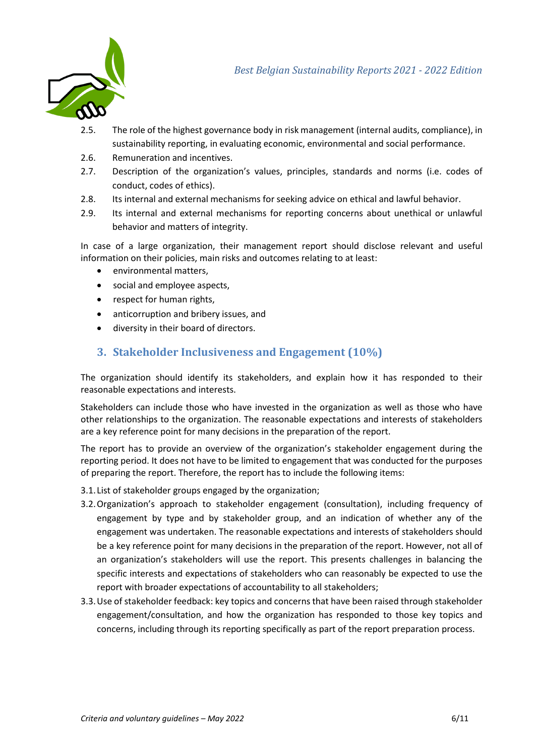2.5. The role of the highest governance body in risk management (internal audits, compliance), in sustainability reporting, in evaluating economic, environmental and social performance.

2.6. Remuneration and incentives.

2.7. Description of the organization's values, principles, standards and norms (i.e. codes of conduct, codes of ethics).

2.8. Its internal and external mechanisms for seeking advice on ethical and lawful behavior.

2.9. Its internal and external mechanisms for reporting concerns about unethical or unlawful behavior and matters of integrity.

In case of a large organization, their management report should disclose relevant and useful information on their policies, main risks and outcomes relating to at least:

- environmental matters,
- social and employee aspects,
- respect for human rights,
- anticorruption and bribery issues, and
- diversity in their board of directors.

## 3. Stakeholder Inclusiveness and Engagement (10%)

The organization should identify its stakeholders, and explain how it has responded to their reasonable expectations and interests.

Stakeholders can include those who have invested in the organization as well as those who have other relationships to the organization. The reasonable expectations and interests of stakeholders are a key reference point for many decisions in the preparation of the report.

The report has to provide an overview of the organization's stakeholder engagement during the reporting period. It does not have to be limited to engagement that was conducted for the purposes of preparing the report. Therefore, the report has to include the following items:

3.1. List of stakeholder groups engaged by the organization;

3.2. Organization's approach to stakeholder engagement (consultation), including frequency of engagement by type and by stakeholder group, and an indication of whether any of the engagement was undertaken. The reasonable expectations and interests of stakeholders should be a key reference point for many decisions in the preparation of the report. However, not all of an organization's stakeholders will use the report. This presents challenges in balancing the specific interests and expectations of stakeholders who can reasonably be expected to use the report with broader expectations of accountability to all stakeholders;

3.3. Use of stakeholder feedback: key topics and concerns that have been raised through stakeholder engagement/consultation, and how the organization has responded to those key topics and concerns, including through its reporting specifically as part of the report preparation process.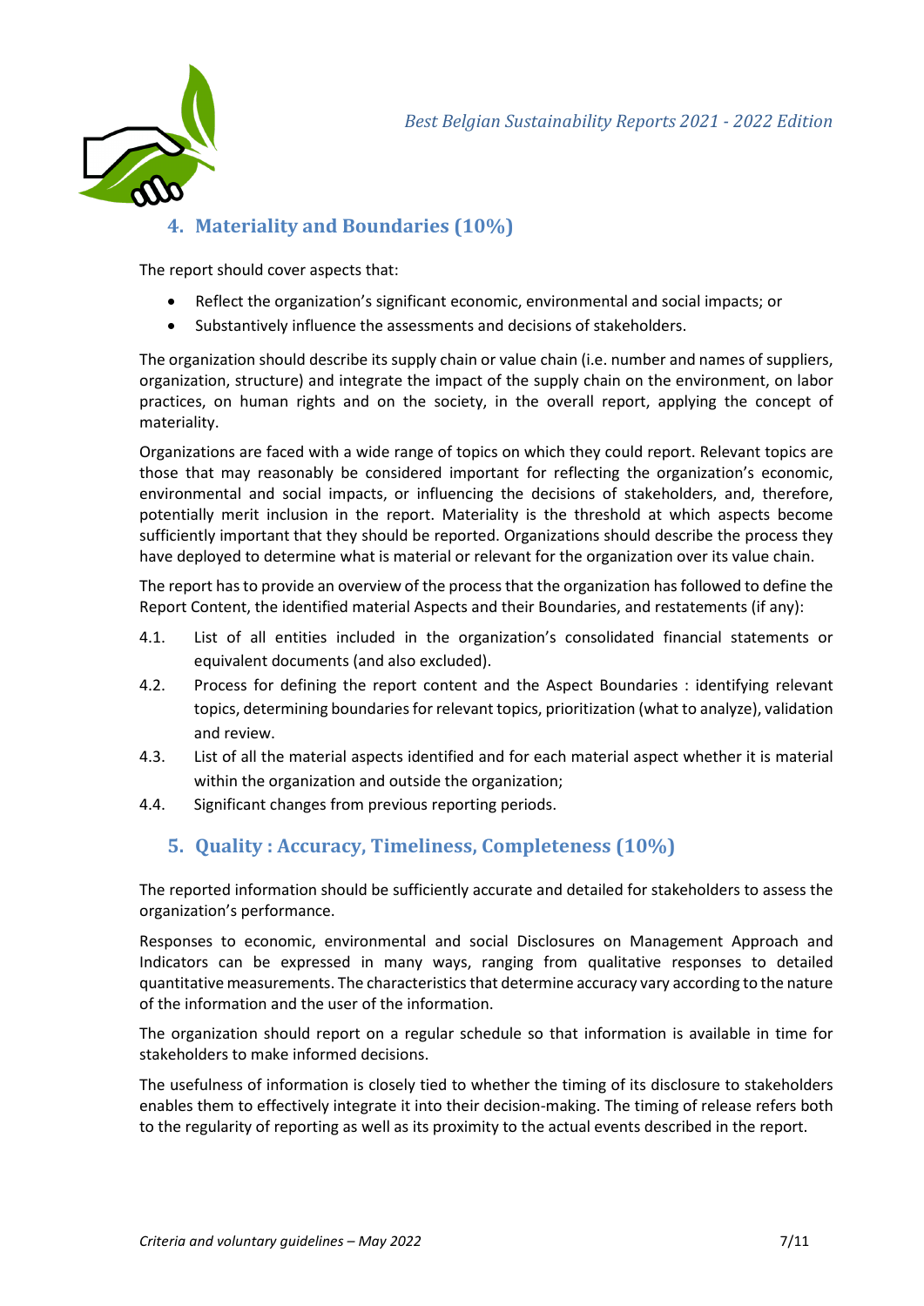## 4. Materiality and Boundaries (10%)

The report should cover aspects that:

- Reflect the organization's significant economic, environmental and social impacts; or
- Substantively influence the assessments and decisions of stakeholders.

The organization should describe its supply chain or value chain (i.e. number and names of suppliers, organization, structure) and integrate the impact of the supply chain on the environment, on labor practices, on human rights and on the society, in the overall report, applying the concept of materiality.

Organizations are faced with a wide range of topics on which they could report. Relevant topics are those that may reasonably be considered important for reflecting the organization's economic, environmental and social impacts, or influencing the decisions of stakeholders, and, therefore, potentially merit inclusion in the report. Materiality is the threshold at which aspects become sufficiently important that they should be reported. Organizations should describe the process they have deployed to determine what is material or relevant for the organization over its value chain.

The report has to provide an overview of the process that the organization has followed to define the Report Content, the identified material Aspects and their Boundaries, and restatements (if any):

4.1. List of all entities included in the organization's consolidated financial statements or equivalent documents (and also excluded).

4.2. Process for defining the report content and the Aspect Boundaries : identifying relevant topics, determining boundaries for relevant topics, prioritization (what to analyze), validation and review.

4.3. List of all the material aspects identified and for each material aspect whether it is material within the organization and outside the organization;

4.4. Significant changes from previous reporting periods.

## 5. Quality : Accuracy, Timeliness, Completeness (10%)

The reported information should be sufficiently accurate and detailed for stakeholders to assess the organization's performance.

Responses to economic, environmental and social Disclosures on Management Approach and Indicators can be expressed in many ways, ranging from qualitative responses to detailed quantitative measurements. The characteristics that determine accuracy vary according to the nature of the information and the user of the information.

The organization should report on a regular schedule so that information is available in time for stakeholders to make informed decisions.

The usefulness of information is closely tied to whether the timing of its disclosure to stakeholders enables them to effectively integrate it into their decision-making. The timing of release refers both to the regularity of reporting as well as its proximity to the actual events described in the report.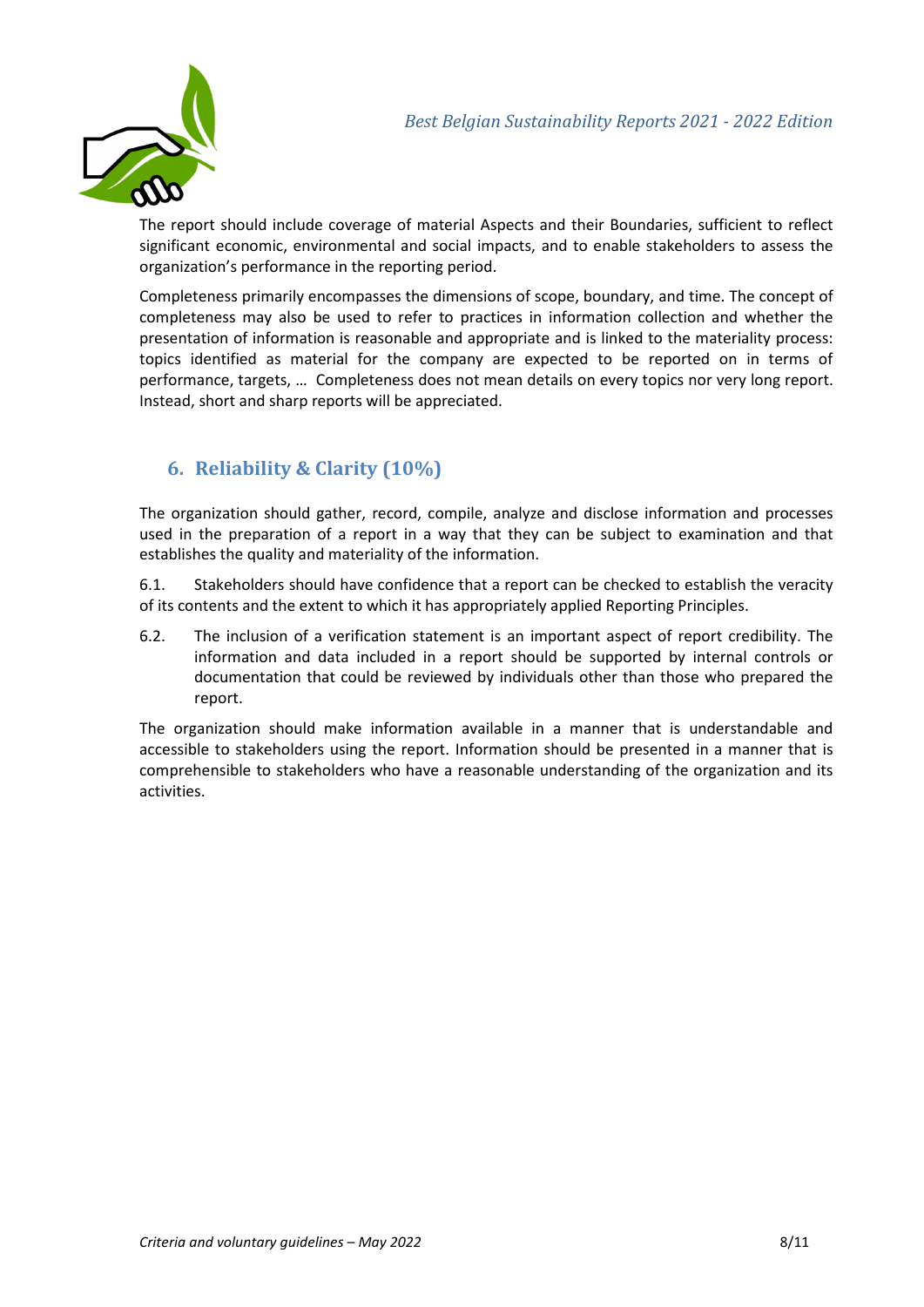The report should include coverage of material Aspects and their Boundaries, sufficient to reflect significant economic, environmental and social impacts, and to enable stakeholders to assess the organization's performance in the reporting period.

Completeness primarily encompasses the dimensions of scope, boundary, and time. The concept of completeness may also be used to refer to practices in information collection and whether the presentation of information is reasonable and appropriate and is linked to the materiality process: topics identified as material for the company are expected to be reported on in terms of performance, targets, … Completeness does not mean details on every topics nor very long report. Instead, short and sharp reports will be appreciated.

## 6. Reliability & Clarity (10%)

The organization should gather, record, compile, analyze and disclose information and processes used in the preparation of a report in a way that they can be subject to examination and that establishes the quality and materiality of the information.

6.1. Stakeholders should have confidence that a report can be checked to establish the veracity of its contents and the extent to which it has appropriately applied Reporting Principles.

6.2. The inclusion of a verification statement is an important aspect of report credibility. The information and data included in a report should be supported by internal controls or documentation that could be reviewed by individuals other than those who prepared the report.

The organization should make information available in a manner that is understandable and accessible to stakeholders using the report. Information should be presented in a manner that is comprehensible to stakeholders who have a reasonable understanding of the organization and its activities.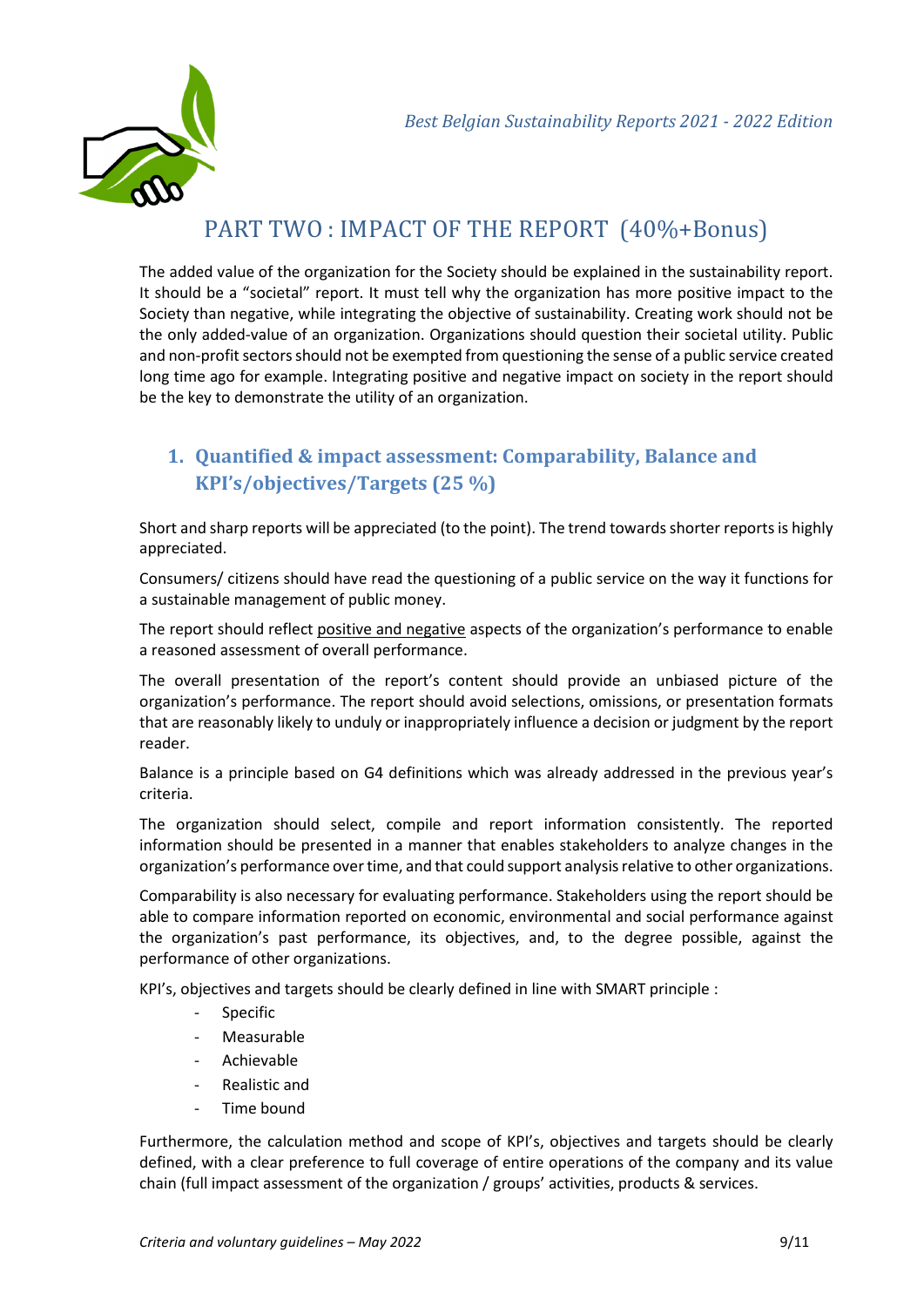# PART TWO : IMPACT OF THE REPORT (40%+Bonus)

The added value of the organization for the Society should be explained in the sustainability report. It should be a "societal" report. It must tell why the organization has more positive impact to the Society than negative, while integrating the objective of sustainability. Creating work should not be the only added-value of an organization. Organizations should question their societal utility. Public and non-profit sectors should not be exempted from questioning the sense of a public service created long time ago for example. Integrating positive and negative impact on society in the report should be the key to demonstrate the utility of an organization.

## 1. Quantified & impact assessment: Comparability, Balance and KPI's/objectives/Targets (25 %)

Short and sharp reports will be appreciated (to the point). The trend towards shorter reports is highly appreciated.

Consumers/ citizens should have read the questioning of a public service on the way it functions for a sustainable management of public money.

The report should reflect positive and negative aspects of the organization's performance to enable a reasoned assessment of overall performance.

The overall presentation of the report's content should provide an unbiased picture of the organization's performance. The report should avoid selections, omissions, or presentation formats that are reasonably likely to unduly or inappropriately influence a decision or judgment by the report reader.

Balance is a principle based on G4 definitions which was already addressed in the previous year's criteria.

The organization should select, compile and report information consistently. The reported information should be presented in a manner that enables stakeholders to analyze changes in the organization's performance over time, and that could support analysis relative to other organizations.

Comparability is also necessary for evaluating performance. Stakeholders using the report should be able to compare information reported on economic, environmental and social performance against the organization's past performance, its objectives, and, to the degree possible, against the performance of other organizations.

KPI's, objectives and targets should be clearly defined in line with SMART principle :

- Specific
- Measurable
- Achievable
- Realistic and
- Time bound

Furthermore, the calculation method and scope of KPI's, objectives and targets should be clearly defined, with a clear preference to full coverage of entire operations of the company and its value chain (full impact assessment of the organization / groups' activities, products & services.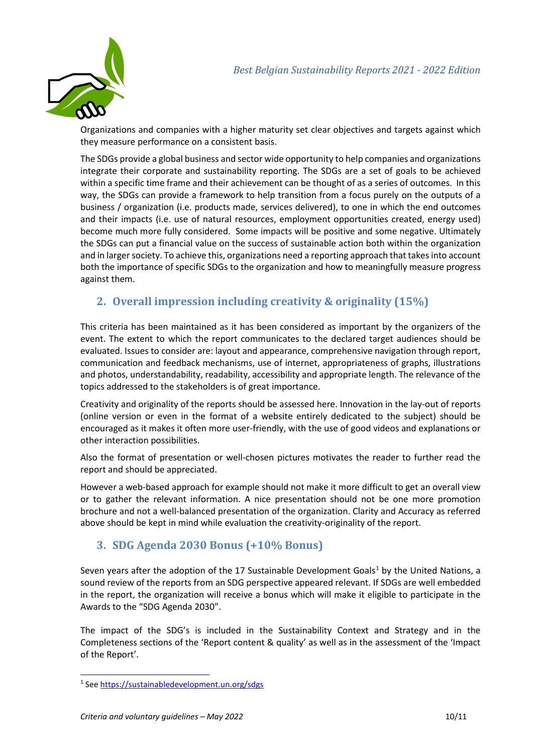Organizations and companies with a higher maturity set clear objectives and targets against which they measure performance on a consistent basis.

The SDGs provide a global business and sector wide opportunity to help companies and organizations integrate their corporate and sustainability reporting. The SDGs are a set of goals to be achieved within a specific time frame and their achievement can be thought of as a series of outcomes. In this way, the SDGs can provide a framework to help transition from a focus purely on the outputs of a business / organization (i.e. products made, services delivered), to one in which the end outcomes and their impacts (i.e. use of natural resources, employment opportunities created, energy used) become much more fully considered. Some impacts will be positive and some negative. Ultimately the SDGs can put a financial value on the success of sustainable action both within the organization and in larger society. To achieve this, organizations need a reporting approach that takes into account both the importance of specific SDGs to the organization and how to meaningfully measure progress against them.

## 2. Overall impression including creativity & originality (15%)

This criteria has been maintained as it has been considered as important by the organizers of the event. The extent to which the report communicates to the declared target audiences should be evaluated. Issues to consider are: layout and appearance, comprehensive navigation through report, communication and feedback mechanisms, use of internet, appropriateness of graphs, illustrations and photos, understandability, readability, accessibility and appropriate length. The relevance of the topics addressed to the stakeholders is of great importance.

Creativity and originality of the reports should be assessed here. Innovation in the lay-out of reports (online version or even in the format of a website entirely dedicated to the subject) should be encouraged as it makes it often more user-friendly, with the use of good videos and explanations or other interaction possibilities.

Also the format of presentation or well-chosen pictures motivates the reader to further read the report and should be appreciated.

However a web-based approach for example should not make it more difficult to get an overall view or to gather the relevant information. A nice presentation should not be one more promotion brochure and not a well-balanced presentation of the organization. Clarity and Accuracy as referred above should be kept in mind while evaluation the creativity-originality of the report.

## 3. SDG Agenda 2030 Bonus (+10% Bonus)

Seven years after the adoption of the 17 Sustainable Development Goals[1] by the United Nations, a sound review of the reports from an SDG perspective appeared relevant. If SDGs are well embedded in the report, the organization will receive a bonus which will make it eligible to participate in the Awards to the "SDG Agenda 2030".

The impact of the SDG's is included in the Sustainability Context and Strategy and in the Completeness sections of the 'Report content & quality' as well as in the assessment of the 'Impact of the Report'.

[1] See https://sustainabledevelopment.un.org/sdgs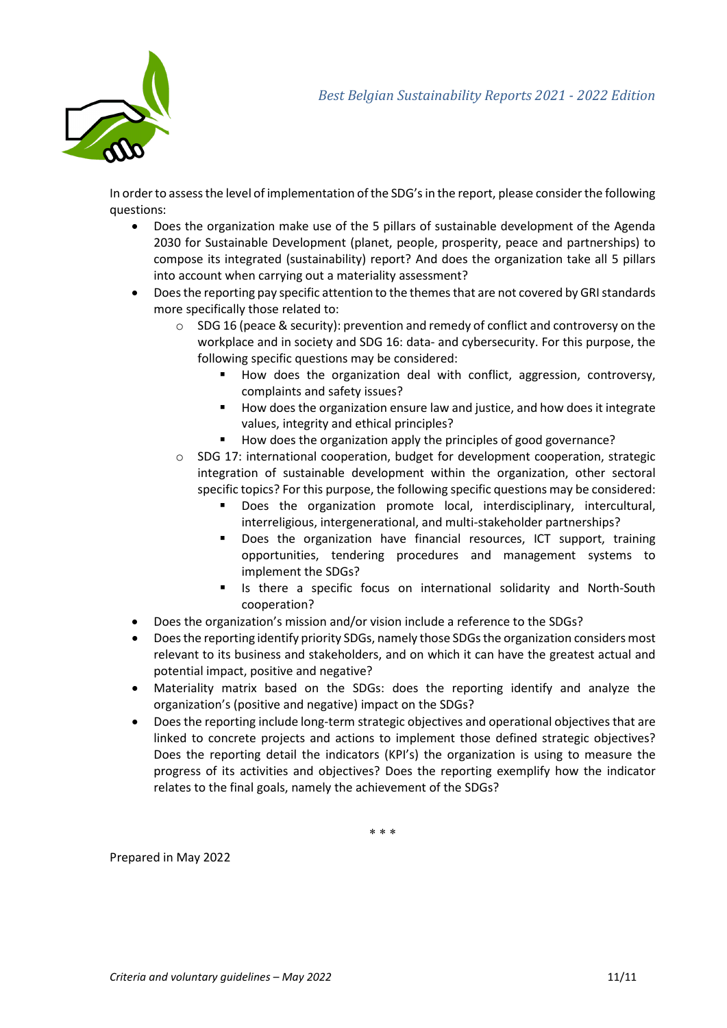In order to assess the level of implementation of the SDG's in the report, please consider the following questions:

- Does the organization make use of the 5 pillars of sustainable development of the Agenda 2030 for Sustainable Development (planet, people, prosperity, peace and partnerships) to compose its integrated (sustainability) report? And does the organization take all 5 pillars into account when carrying out a materiality assessment?
- Does the reporting pay specific attention to the themes that are not covered by GRI standards more specifically those related to:
  - SDG 16 (peace & security): prevention and remedy of conflict and controversy on the workplace and in society and SDG 16: data- and cybersecurity. For this purpose, the following specific questions may be considered:
    - How does the organization deal with conflict, aggression, controversy, complaints and safety issues?
    - How does the organization ensure law and justice, and how does it integrate values, integrity and ethical principles?
    - How does the organization apply the principles of good governance?
  - SDG 17: international cooperation, budget for development cooperation, strategic integration of sustainable development within the organization, other sectoral specific topics? For this purpose, the following specific questions may be considered:
    - Does the organization promote local, interdisciplinary, intercultural, interreligious, intergenerational, and multi-stakeholder partnerships?
    - Does the organization have financial resources, ICT support, training opportunities, tendering procedures and management systems to implement the SDGs?
    - Is there a specific focus on international solidarity and North-South cooperation?
- Does the organization's mission and/or vision include a reference to the SDGs?
- Does the reporting identify priority SDGs, namely those SDGs the organization considers most relevant to its business and stakeholders, and on which it can have the greatest actual and potential impact, positive and negative?
- Materiality matrix based on the SDGs: does the reporting identify and analyze the organization's (positive and negative) impact on the SDGs?
- Does the reporting include long-term strategic objectives and operational objectives that are linked to concrete projects and actions to implement those defined strategic objectives? Does the reporting detail the indicators (KPI's) the organization is using to measure the progress of its activities and objectives? Does the reporting exemplify how the indicator relates to the final goals, namely the achievement of the SDGs?

\* \* \*

Prepared in May 2022